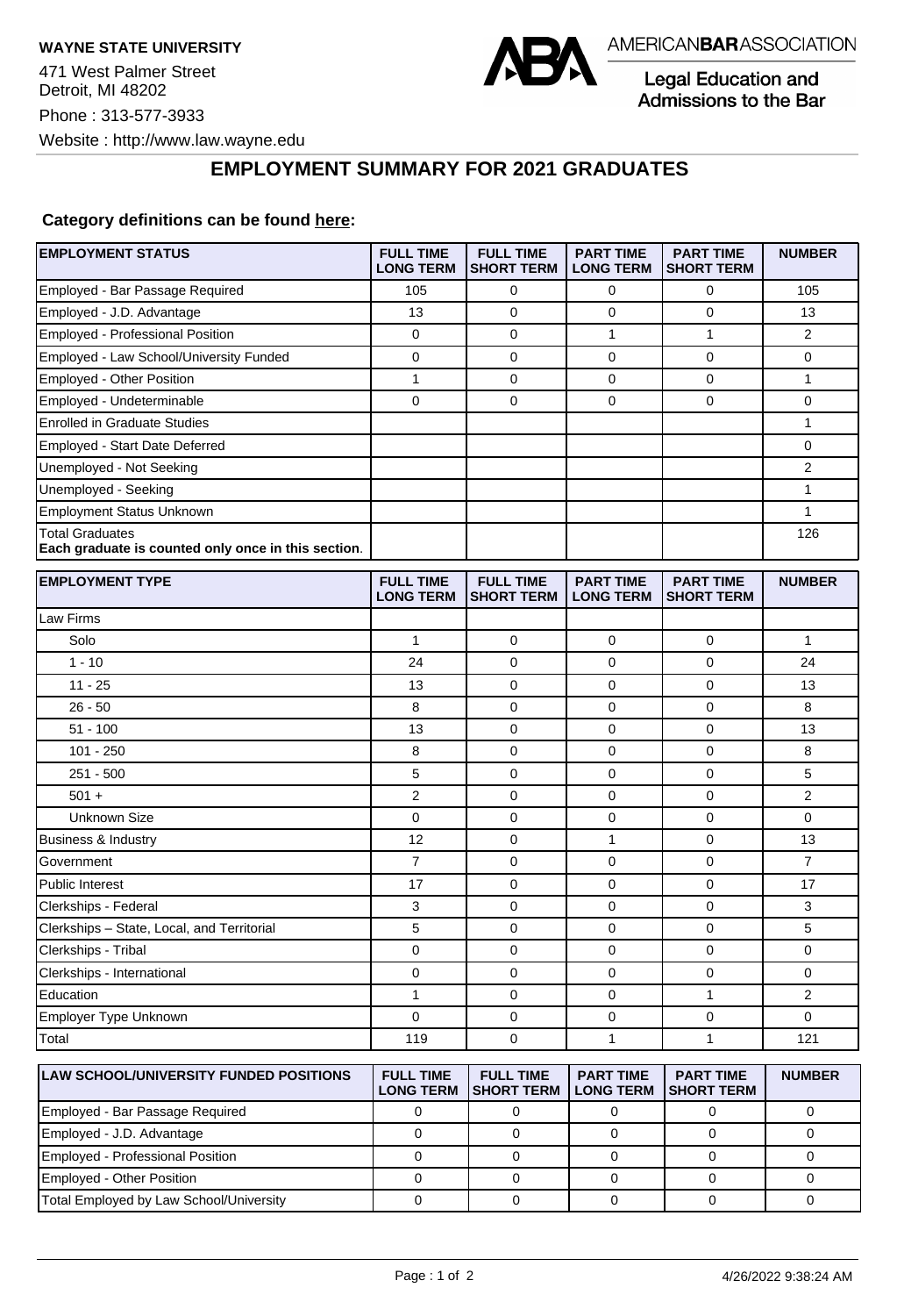**WAYNE STATE UNIVERSITY**

471 West Palmer Street
Detroit, MI 48202

Phone : 313-577-3933

Website : http://www.law.wayne.edu

AMERICAN**BAR**ASSOCIATION

Legal Education and Admissions to the Bar

# EMPLOYMENT SUMMARY FOR 2021 GRADUATES

### Category definitions can be found here:

| EMPLOYMENT STATUS | FULL TIME LONG TERM | FULL TIME SHORT TERM | PART TIME LONG TERM | PART TIME SHORT TERM | NUMBER |
|---|---|---|---|---|---|
| Employed - Bar Passage Required | 105 | 0 | 0 | 0 | 105 |
| Employed - J.D. Advantage | 13 | 0 | 0 | 0 | 13 |
| Employed - Professional Position | 0 | 0 | 1 | 1 | 2 |
| Employed - Law School/University Funded | 0 | 0 | 0 | 0 | 0 |
| Employed - Other Position | 1 | 0 | 0 | 0 | 1 |
| Employed - Undeterminable | 0 | 0 | 0 | 0 | 0 |
| Enrolled in Graduate Studies | | | | | 1 |
| Employed - Start Date Deferred | | | | | 0 |
| Unemployed - Not Seeking | | | | | 2 |
| Unemployed - Seeking | | | | | 1 |
| Employment Status Unknown | | | | | 1 |
| Total Graduates **Each graduate is counted only once in this section**. | | | | | 126 |

| EMPLOYMENT TYPE | FULL TIME LONG TERM | FULL TIME SHORT TERM | PART TIME LONG TERM | PART TIME SHORT TERM | NUMBER |
|---|---|---|---|---|---|
| Law Firms | | | | | |
| Solo | 1 | 0 | 0 | 0 | 1 |
| 1 - 10 | 24 | 0 | 0 | 0 | 24 |
| 11 - 25 | 13 | 0 | 0 | 0 | 13 |
| 26 - 50 | 8 | 0 | 0 | 0 | 8 |
| 51 - 100 | 13 | 0 | 0 | 0 | 13 |
| 101 - 250 | 8 | 0 | 0 | 0 | 8 |
| 251 - 500 | 5 | 0 | 0 | 0 | 5 |
| 501 + | 2 | 0 | 0 | 0 | 2 |
| Unknown Size | 0 | 0 | 0 | 0 | 0 |
| Business & Industry | 12 | 0 | 1 | 0 | 13 |
| Government | 7 | 0 | 0 | 0 | 7 |
| Public Interest | 17 | 0 | 0 | 0 | 17 |
| Clerkships - Federal | 3 | 0 | 0 | 0 | 3 |
| Clerkships – State, Local, and Territorial | 5 | 0 | 0 | 0 | 5 |
| Clerkships - Tribal | 0 | 0 | 0 | 0 | 0 |
| Clerkships - International | 0 | 0 | 0 | 0 | 0 |
| Education | 1 | 0 | 0 | 1 | 2 |
| Employer Type Unknown | 0 | 0 | 0 | 0 | 0 |
| Total | 119 | 0 | 1 | 1 | 121 |

| LAW SCHOOL/UNIVERSITY FUNDED POSITIONS | FULL TIME LONG TERM | FULL TIME SHORT TERM | PART TIME LONG TERM | PART TIME SHORT TERM | NUMBER |
|---|---|---|---|---|---|
| Employed - Bar Passage Required | 0 | 0 | 0 | 0 | 0 |
| Employed - J.D. Advantage | 0 | 0 | 0 | 0 | 0 |
| Employed - Professional Position | 0 | 0 | 0 | 0 | 0 |
| Employed - Other Position | 0 | 0 | 0 | 0 | 0 |
| Total Employed by Law School/University | 0 | 0 | 0 | 0 | 0 |

4/26/2022 9:38:24 AM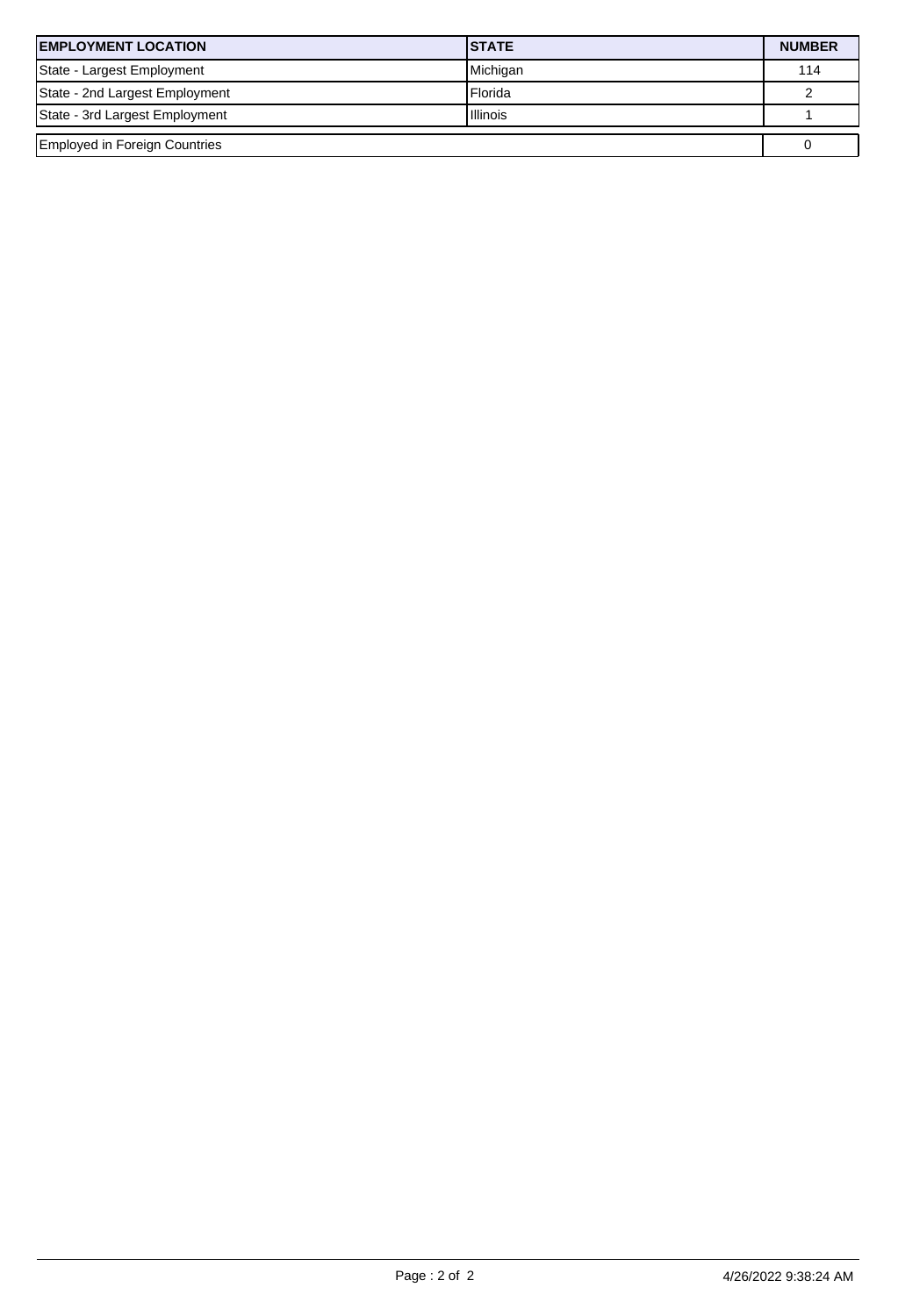| EMPLOYMENT LOCATION | STATE | NUMBER |
| --- | --- | --- |
| State - Largest Employment | Michigan | 114 |
| State - 2nd Largest Employment | Florida | 2 |
| State - 3rd Largest Employment | Illinois | 1 |
| Employed in Foreign Countries | | 0 |

4/26/2022 9:38:24 AM